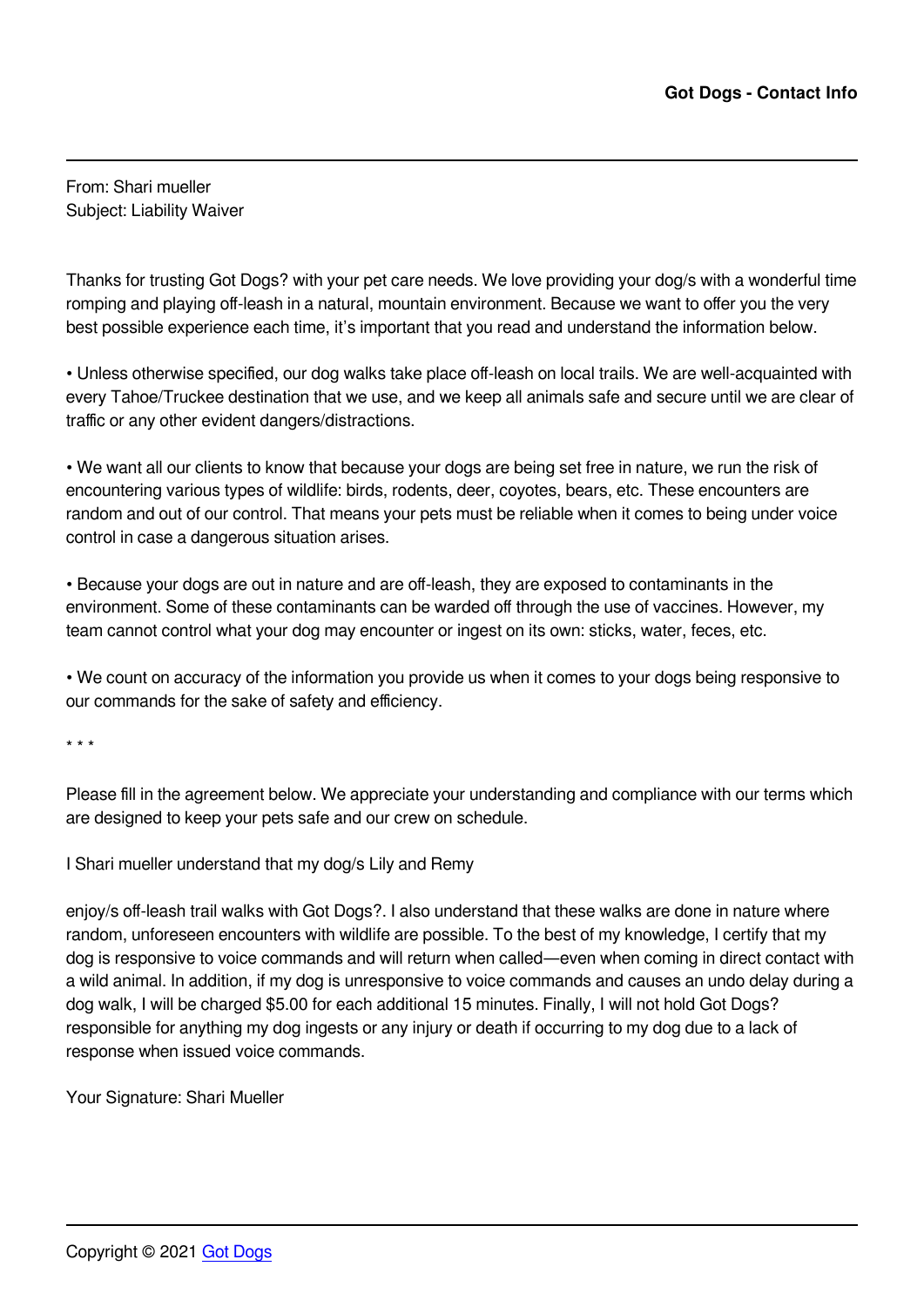**Got Dogs - Contact Info**

---

From: Shari mueller
Subject: Liability Waiver

Thanks for trusting Got Dogs? with your pet care needs. We love providing your dog/s with a wonderful time romping and playing off-leash in a natural, mountain environment. Because we want to offer you the very best possible experience each time, it's important that you read and understand the information below.

• Unless otherwise specified, our dog walks take place off-leash on local trails. We are well-acquainted with every Tahoe/Truckee destination that we use, and we keep all animals safe and secure until we are clear of traffic or any other evident dangers/distractions.

• We want all our clients to know that because your dogs are being set free in nature, we run the risk of encountering various types of wildlife: birds, rodents, deer, coyotes, bears, etc. These encounters are random and out of our control. That means your pets must be reliable when it comes to being under voice control in case a dangerous situation arises.

• Because your dogs are out in nature and are off-leash, they are exposed to contaminants in the environment. Some of these contaminants can be warded off through the use of vaccines. However, my team cannot control what your dog may encounter or ingest on its own: sticks, water, feces, etc.

• We count on accuracy of the information you provide us when it comes to your dogs being responsive to our commands for the sake of safety and efficiency.

\* \* \*

Please fill in the agreement below. We appreciate your understanding and compliance with our terms which are designed to keep your pets safe and our crew on schedule.

I Shari mueller understand that my dog/s Lily and Remy

enjoy/s off-leash trail walks with Got Dogs?. I also understand that these walks are done in nature where random, unforeseen encounters with wildlife are possible. To the best of my knowledge, I certify that my dog is responsive to voice commands and will return when called—even when coming in direct contact with a wild animal. In addition, if my dog is unresponsive to voice commands and causes an undo delay during a dog walk, I will be charged $5.00 for each additional 15 minutes. Finally, I will not hold Got Dogs? responsible for anything my dog ingests or any injury or death if occurring to my dog due to a lack of response when issued voice commands.

Your Signature: Shari Mueller

---

Copyright © 2021 Got Dogs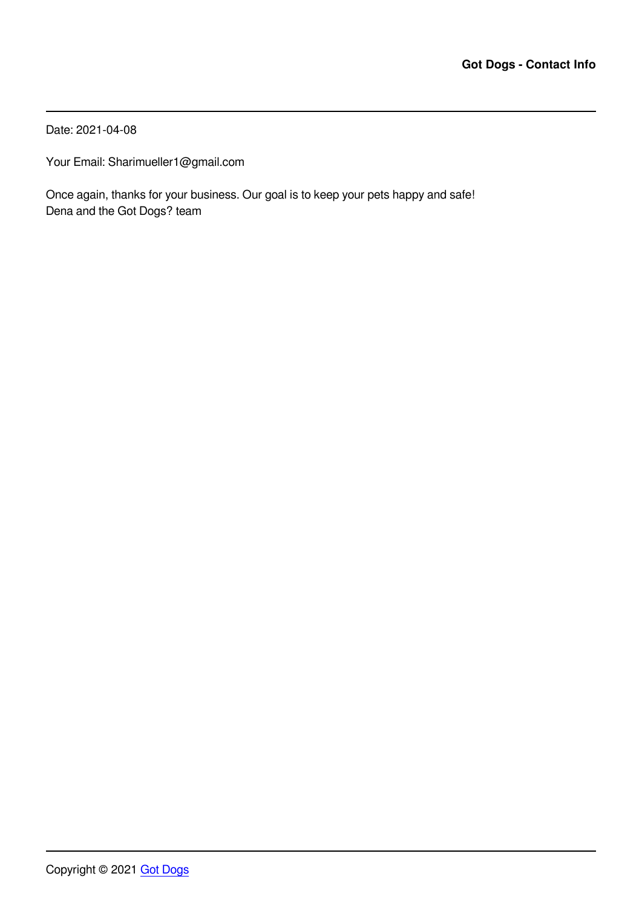Date: 2021-04-08

Your Email: Sharimueller1@gmail.com

Once again, thanks for your business. Our goal is to keep your pets happy and safe!
Dena and the Got Dogs? team